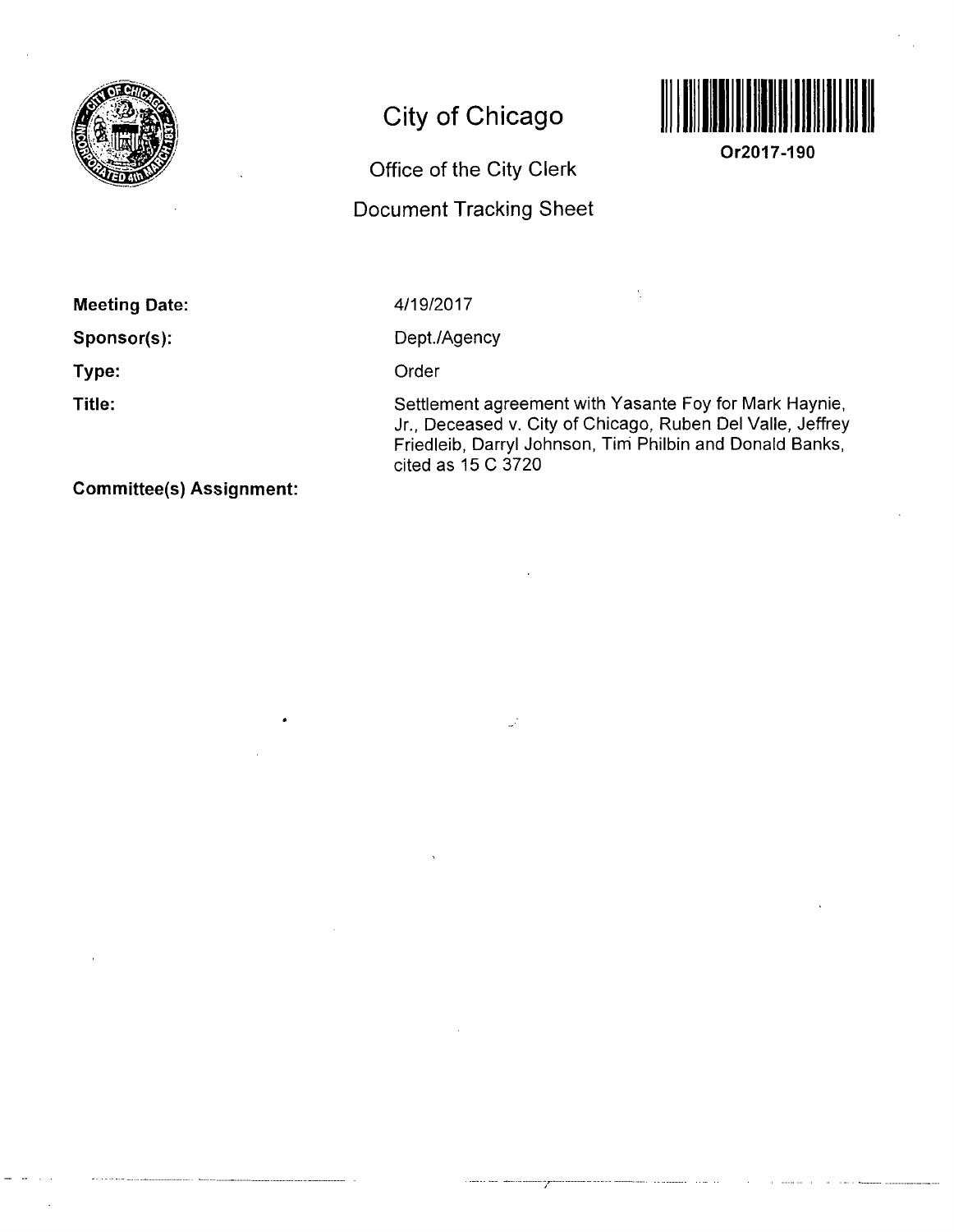# City of Chicago

## Office of the City Clerk

## Document Tracking Sheet

Or2017-190

**Meeting Date:** 4/19/2017

**Sponsor(s):** Dept./Agency

**Type:** Order

**Title:** Settlement agreement with Yasante Foy for Mark Haynie, Jr., Deceased v. City of Chicago, Ruben Del Valle, Jeffrey Friedleib, Darryl Johnson, Tim Philbin and Donald Banks, cited as 15 C 3720

**Committee(s) Assignment:**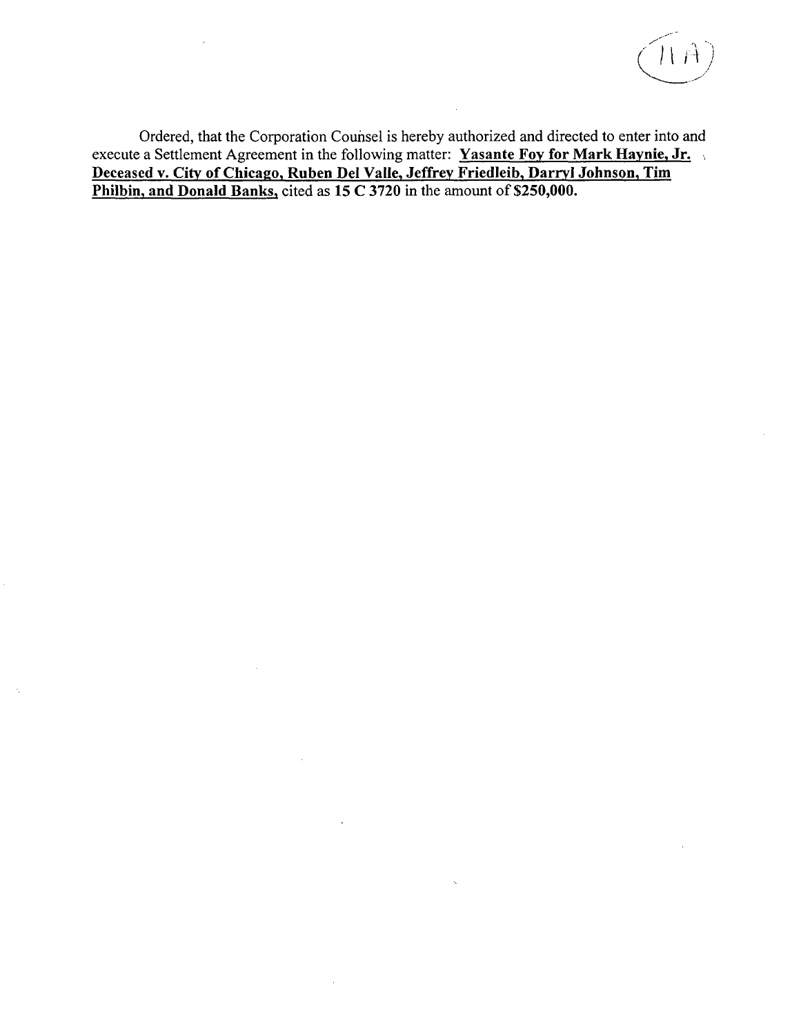(11A)

Ordered, that the Corporation Counsel is hereby authorized and directed to enter into and execute a Settlement Agreement in the following matter: **Yasante Foy for Mark Haynie, Jr. Deceased v. City of Chicago, Ruben Del Valle, Jeffrey Friedleib, Darryl Johnson, Tim Philbin, and Donald Banks,** cited as **15 C 3720** in the amount of **$250,000.**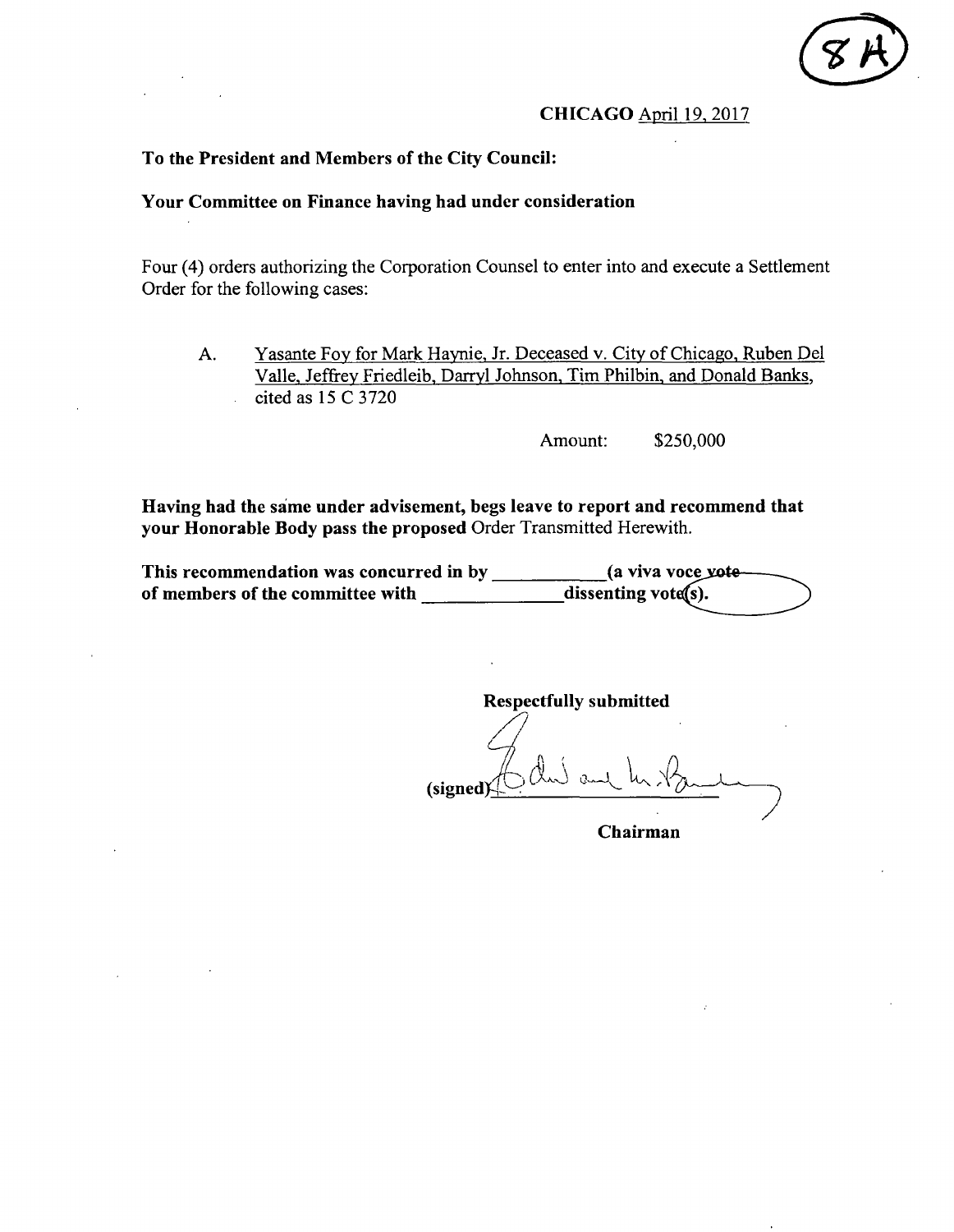(8A)

**CHICAGO** April 19, 2017

**To the President and Members of the City Council:**

**Your Committee on Finance having had under consideration**

Four (4) orders authorizing the Corporation Counsel to enter into and execute a Settlement Order for the following cases:

A. Yasante Foy for Mark Haynie, Jr. Deceased v. City of Chicago, Ruben Del Valle, Jeffrey Friedleib, Darryl Johnson, Tim Philbin, and Donald Banks, cited as 15 C 3720

Amount: $250,000

**Having had the same under advisement, begs leave to report and recommend that your Honorable Body pass the proposed** Order Transmitted Herewith.

**This recommendation was concurred in by \_\_\_\_\_\_\_\_\_\_(a viva voce vote of members of the committee with \_\_\_\_\_\_\_\_\_\_\_\_dissenting vote(s).**

**Respectfully submitted**

(signed) Edward M. Burke

**Chairman**